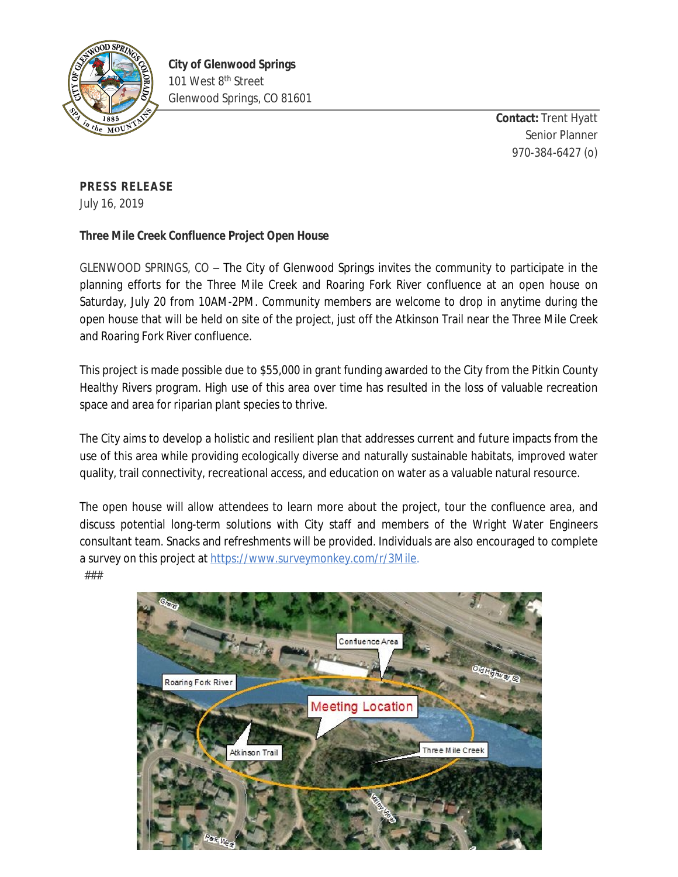**City of Glenwood Springs**
101 West 8th Street
Glenwood Springs, CO 81601

**Contact:** Trent Hyatt
Senior Planner
970-384-6427 (o)

**PRESS RELEASE**
July 16, 2019

**Three Mile Creek Confluence Project Open House**

GLENWOOD SPRINGS, CO – The City of Glenwood Springs invites the community to participate in the planning efforts for the Three Mile Creek and Roaring Fork River confluence at an open house on Saturday, July 20 from 10AM-2PM. Community members are welcome to drop in anytime during the open house that will be held on site of the project, just off the Atkinson Trail near the Three Mile Creek and Roaring Fork River confluence.

This project is made possible due to $55,000 in grant funding awarded to the City from the Pitkin County Healthy Rivers program. High use of this area over time has resulted in the loss of valuable recreation space and area for riparian plant species to thrive.

The City aims to develop a holistic and resilient plan that addresses current and future impacts from the use of this area while providing ecologically diverse and naturally sustainable habitats, improved water quality, trail connectivity, recreational access, and education on water as a valuable natural resource.

The open house will allow attendees to learn more about the project, tour the confluence area, and discuss potential long-term solutions with City staff and members of the Wright Water Engineers consultant team. Snacks and refreshments will be provided. Individuals are also encouraged to complete a survey on this project at https://www.surveymonkey.com/r/3Mile.

###